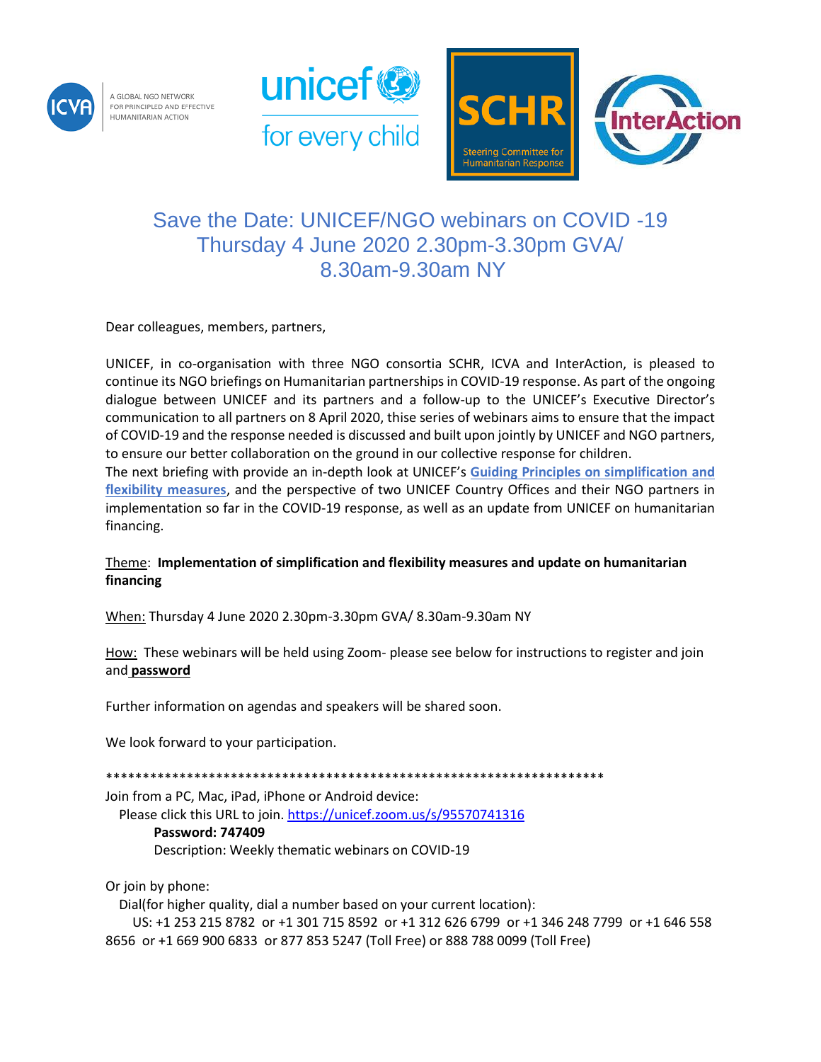A GLOBAL NGO NETWORK FOR PRINCIPLED AND EFFECTIVE HUMANITARIAN ACTION

# Save the Date: UNICEF/NGO webinars on COVID -19 Thursday 4 June 2020 2.30pm-3.30pm GVA/ 8.30am-9.30am NY

Dear colleagues, members, partners,

UNICEF, in co-organisation with three NGO consortia SCHR, ICVA and InterAction, is pleased to continue its NGO briefings on Humanitarian partnerships in COVID-19 response. As part of the ongoing dialogue between UNICEF and its partners and a follow-up to the UNICEF's Executive Director's communication to all partners on 8 April 2020, thise series of webinars aims to ensure that the impact of COVID-19 and the response needed is discussed and built upon jointly by UNICEF and NGO partners, to ensure our better collaboration on the ground in our collective response for children.
The next briefing with provide an in-depth look at UNICEF's **Guiding Principles on simplification and flexibility measures**, and the perspective of two UNICEF Country Offices and their NGO partners in implementation so far in the COVID-19 response, as well as an update from UNICEF on humanitarian financing.

Theme: **Implementation of simplification and flexibility measures and update on humanitarian financing**

When: Thursday 4 June 2020 2.30pm-3.30pm GVA/ 8.30am-9.30am NY

How: These webinars will be held using Zoom- please see below for instructions to register and join and **password**

Further information on agendas and speakers will be shared soon.

We look forward to your participation.

**********************************************************************

Join from a PC, Mac, iPad, iPhone or Android device:
Please click this URL to join. https://unicef.zoom.us/s/95570741316
**Password: 747409**
Description: Weekly thematic webinars on COVID-19

Or join by phone:
Dial(for higher quality, dial a number based on your current location):
US: +1 253 215 8782 or +1 301 715 8592 or +1 312 626 6799 or +1 346 248 7799 or +1 646 558 8656 or +1 669 900 6833 or 877 853 5247 (Toll Free) or 888 788 0099 (Toll Free)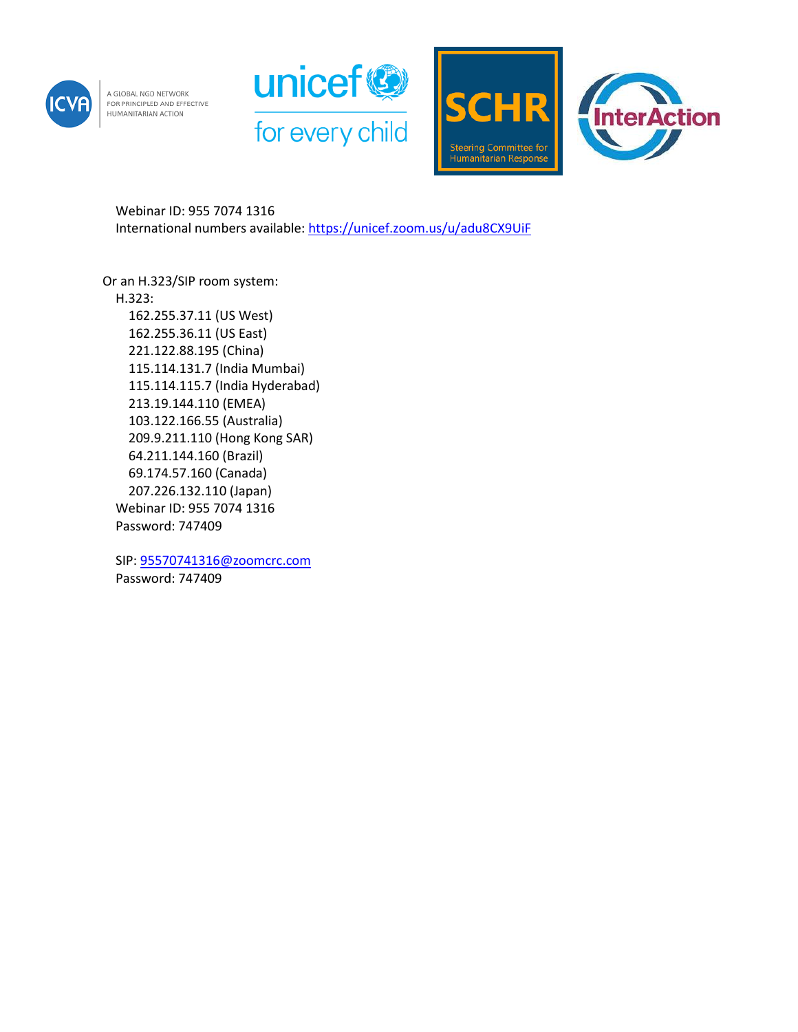Webinar ID: 955 7074 1316
International numbers available: https://unicef.zoom.us/u/adu8CX9UiF

Or an H.323/SIP room system:

H.323:

162.255.37.11 (US West)
162.255.36.11 (US East)
221.122.88.195 (China)
115.114.131.7 (India Mumbai)
115.114.115.7 (India Hyderabad)
213.19.144.110 (EMEA)
103.122.166.55 (Australia)
209.9.211.110 (Hong Kong SAR)
64.211.144.160 (Brazil)
69.174.57.160 (Canada)
207.226.132.110 (Japan)

Webinar ID: 955 7074 1316
Password: 747409

SIP: 95570741316@zoomcrc.com
Password: 747409